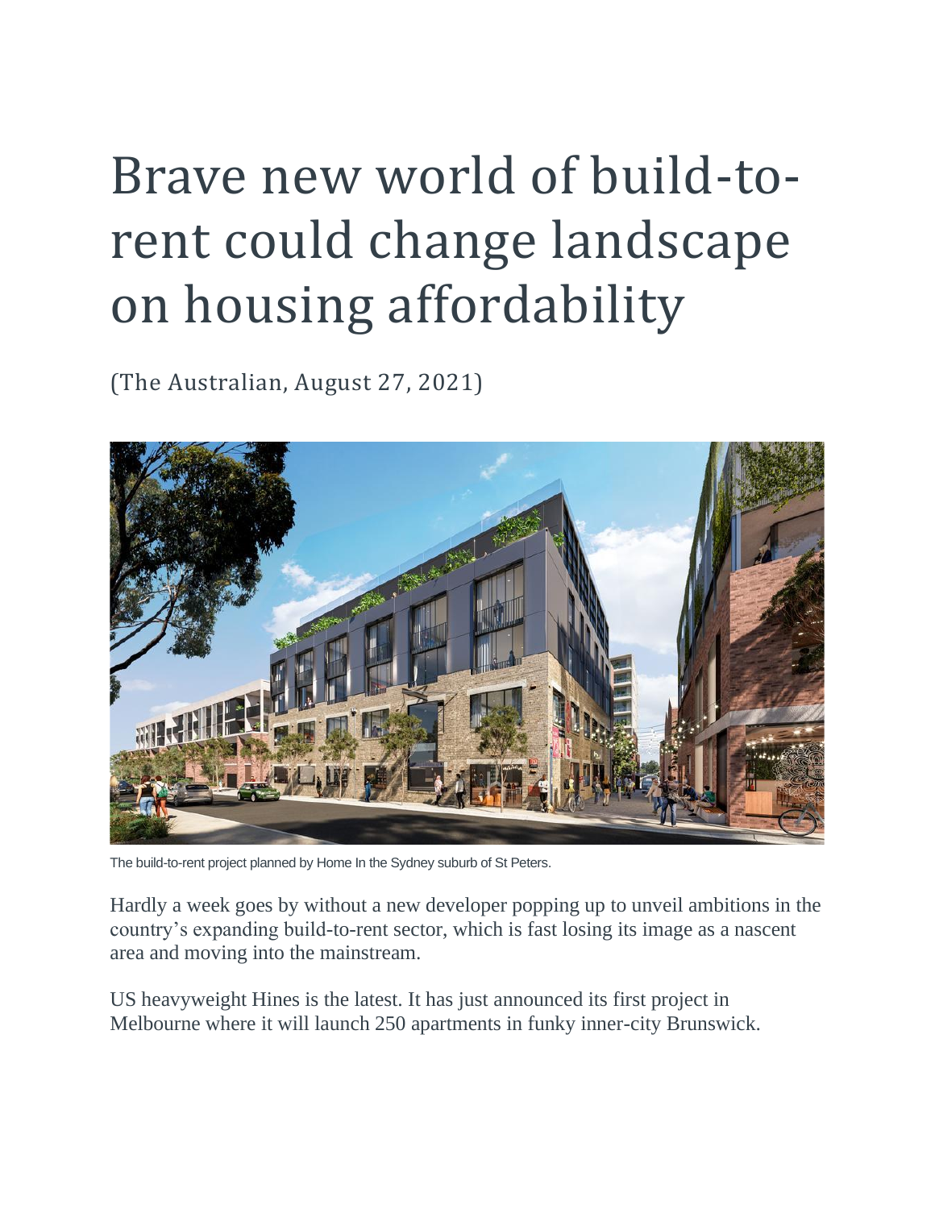# Brave new world of build-to-rent could change landscape on housing affordability

(The Australian, August 27, 2021)

The build-to-rent project planned by Home In the Sydney suburb of St Peters.

Hardly a week goes by without a new developer popping up to unveil ambitions in the country's expanding build-to-rent sector, which is fast losing its image as a nascent area and moving into the mainstream.

US heavyweight Hines is the latest. It has just announced its first project in Melbourne where it will launch 250 apartments in funky inner-city Brunswick.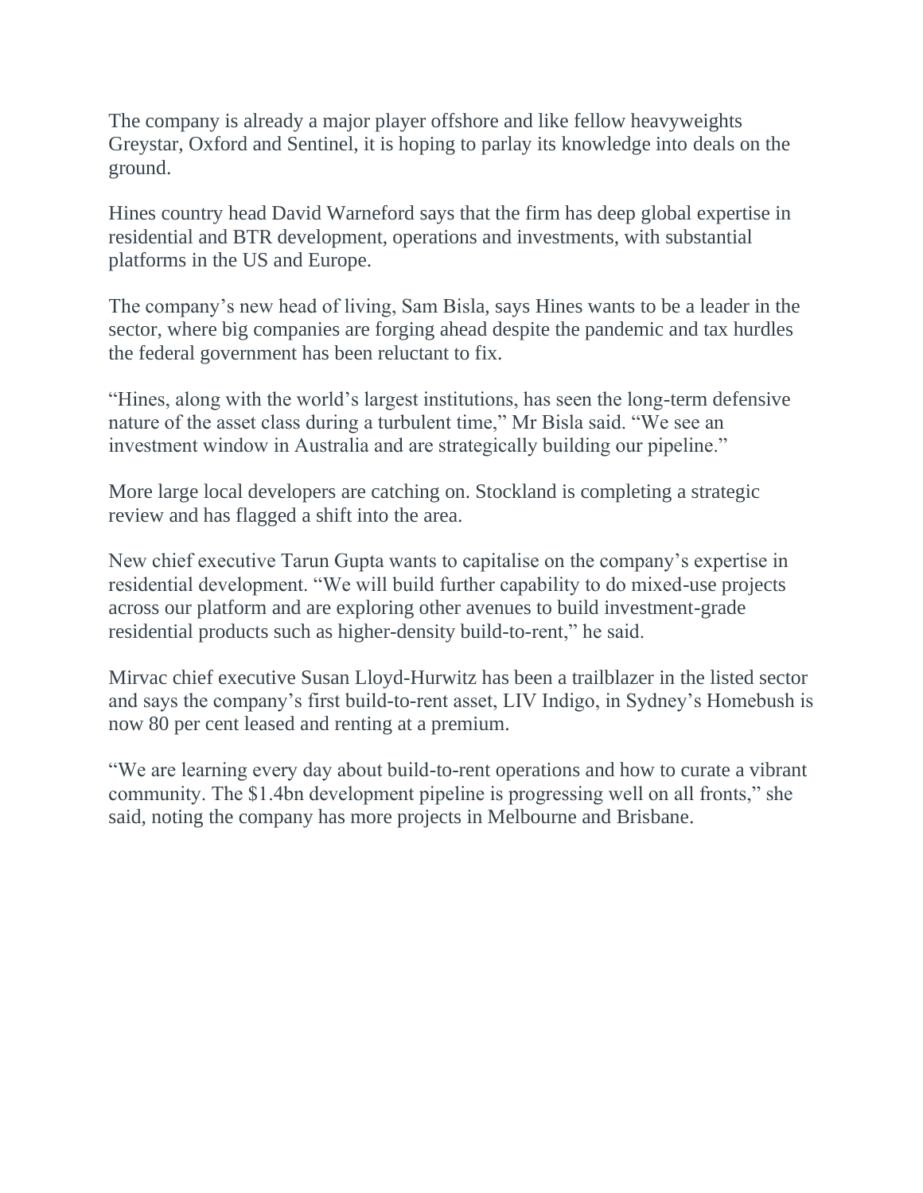The company is already a major player offshore and like fellow heavyweights Greystar, Oxford and Sentinel, it is hoping to parlay its knowledge into deals on the ground.

Hines country head David Warneford says that the firm has deep global expertise in residential and BTR development, operations and investments, with substantial platforms in the US and Europe.

The company's new head of living, Sam Bisla, says Hines wants to be a leader in the sector, where big companies are forging ahead despite the pandemic and tax hurdles the federal government has been reluctant to fix.

"Hines, along with the world's largest institutions, has seen the long-term defensive nature of the asset class during a turbulent time," Mr Bisla said. "We see an investment window in Australia and are strategically building our pipeline."

More large local developers are catching on. Stockland is completing a strategic review and has flagged a shift into the area.

New chief executive Tarun Gupta wants to capitalise on the company's expertise in residential development. "We will build further capability to do mixed-use projects across our platform and are exploring other avenues to build investment-grade residential products such as higher-density build-to-rent," he said.

Mirvac chief executive Susan Lloyd-Hurwitz has been a trailblazer in the listed sector and says the company's first build-to-rent asset, LIV Indigo, in Sydney's Homebush is now 80 per cent leased and renting at a premium.

"We are learning every day about build-to-rent operations and how to curate a vibrant community. The $1.4bn development pipeline is progressing well on all fronts," she said, noting the company has more projects in Melbourne and Brisbane.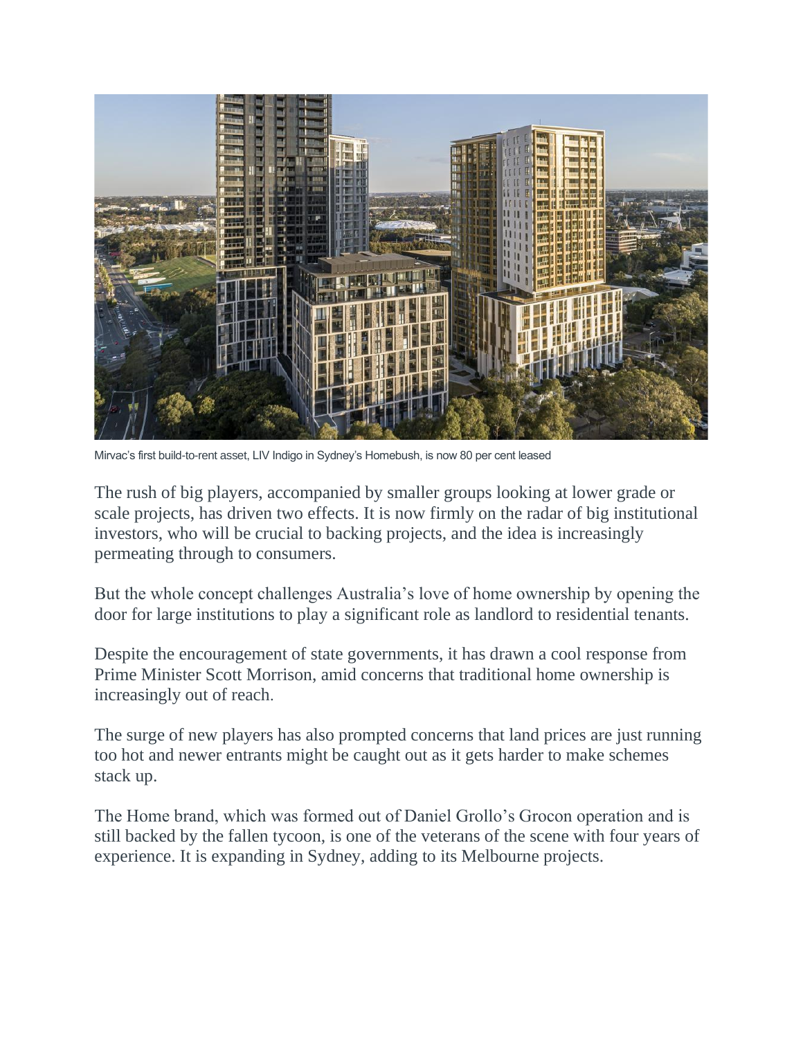Mirvac's first build-to-rent asset, LIV Indigo in Sydney's Homebush, is now 80 per cent leased

The rush of big players, accompanied by smaller groups looking at lower grade or scale projects, has driven two effects. It is now firmly on the radar of big institutional investors, who will be crucial to backing projects, and the idea is increasingly permeating through to consumers.

But the whole concept challenges Australia's love of home ownership by opening the door for large institutions to play a significant role as landlord to residential tenants.

Despite the encouragement of state governments, it has drawn a cool response from Prime Minister Scott Morrison, amid concerns that traditional home ownership is increasingly out of reach.

The surge of new players has also prompted concerns that land prices are just running too hot and newer entrants might be caught out as it gets harder to make schemes stack up.

The Home brand, which was formed out of Daniel Grollo's Grocon operation and is still backed by the fallen tycoon, is one of the veterans of the scene with four years of experience. It is expanding in Sydney, adding to its Melbourne projects.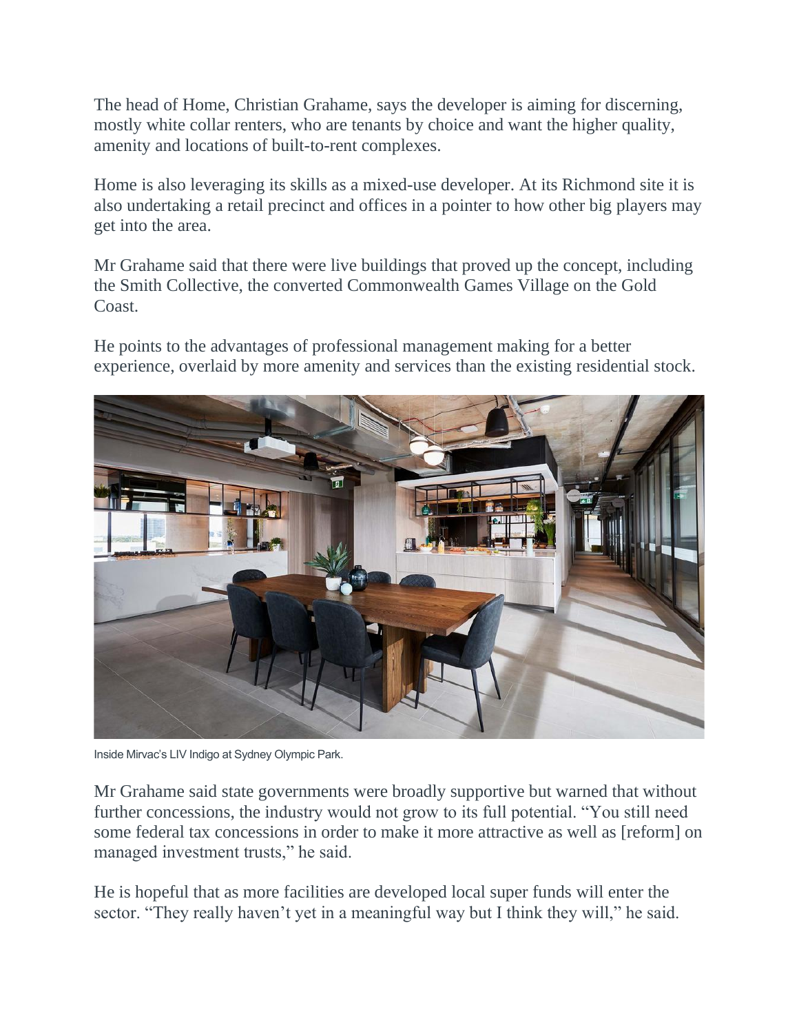The head of Home, Christian Grahame, says the developer is aiming for discerning, mostly white collar renters, who are tenants by choice and want the higher quality, amenity and locations of built-to-rent complexes.

Home is also leveraging its skills as a mixed-use developer. At its Richmond site it is also undertaking a retail precinct and offices in a pointer to how other big players may get into the area.

Mr Grahame said that there were live buildings that proved up the concept, including the Smith Collective, the converted Commonwealth Games Village on the Gold Coast.

He points to the advantages of professional management making for a better experience, overlaid by more amenity and services than the existing residential stock.

Inside Mirvac's LIV Indigo at Sydney Olympic Park.

Mr Grahame said state governments were broadly supportive but warned that without further concessions, the industry would not grow to its full potential. "You still need some federal tax concessions in order to make it more attractive as well as [reform] on managed investment trusts," he said.

He is hopeful that as more facilities are developed local super funds will enter the sector. "They really haven't yet in a meaningful way but I think they will," he said.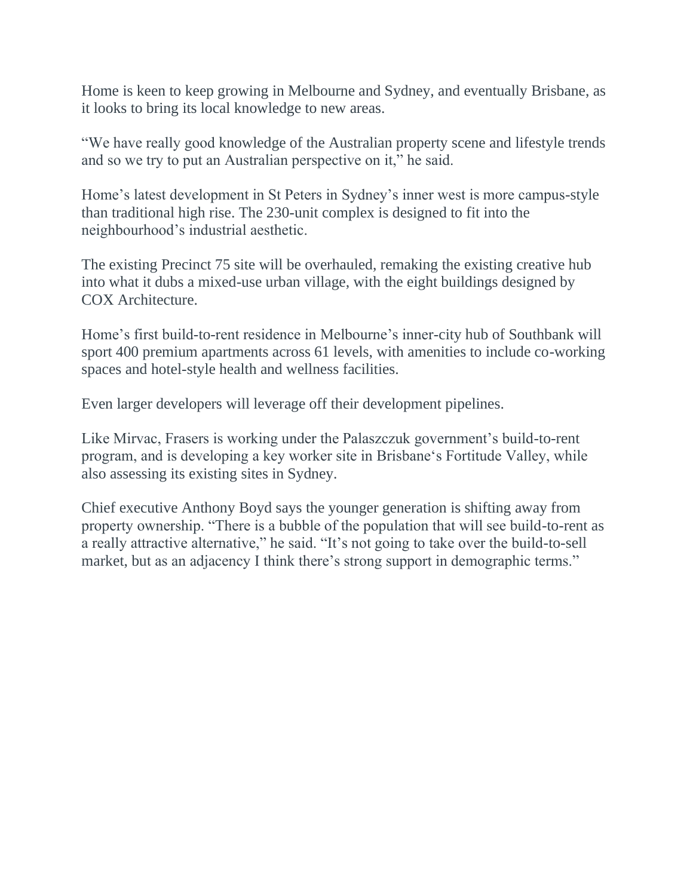Home is keen to keep growing in Melbourne and Sydney, and eventually Brisbane, as it looks to bring its local knowledge to new areas.

“We have really good knowledge of the Australian property scene and lifestyle trends and so we try to put an Australian perspective on it,” he said.

Home’s latest development in St Peters in Sydney’s inner west is more campus-style than traditional high rise. The 230-unit complex is designed to fit into the neighbourhood’s industrial aesthetic.

The existing Precinct 75 site will be overhauled, remaking the existing creative hub into what it dubs a mixed-use urban village, with the eight buildings designed by COX Architecture.

Home’s first build-to-rent residence in Melbourne’s inner-city hub of Southbank will sport 400 premium apartments across 61 levels, with amenities to include co-working spaces and hotel-style health and wellness facilities.

Even larger developers will leverage off their development pipelines.

Like Mirvac, Frasers is working under the Palaszczuk government’s build-to-rent program, and is developing a key worker site in Brisbane‘s Fortitude Valley, while also assessing its existing sites in Sydney.

Chief executive Anthony Boyd says the younger generation is shifting away from property ownership. “There is a bubble of the population that will see build-to-rent as a really attractive alternative,” he said. “It’s not going to take over the build-to-sell market, but as an adjacency I think there’s strong support in demographic terms.”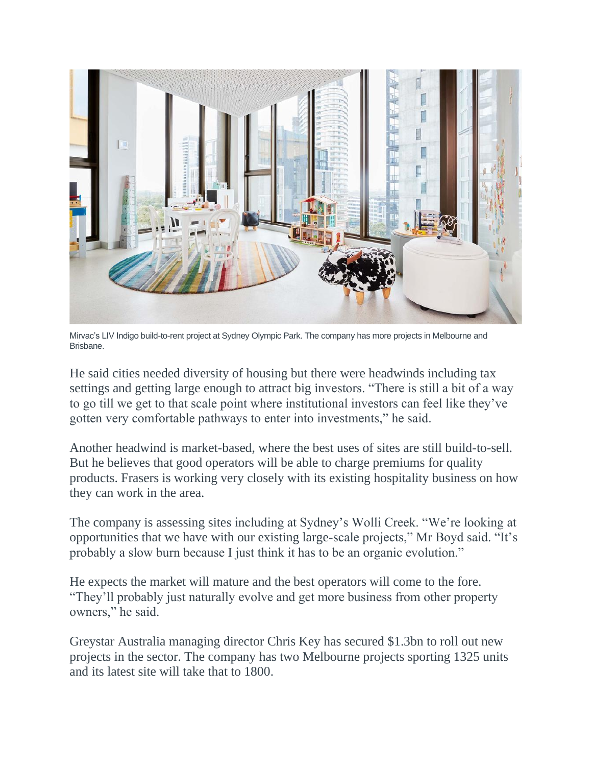Mirvac's LIV Indigo build-to-rent project at Sydney Olympic Park. The company has more projects in Melbourne and Brisbane.

He said cities needed diversity of housing but there were headwinds including tax settings and getting large enough to attract big investors. "There is still a bit of a way to go till we get to that scale point where institutional investors can feel like they've gotten very comfortable pathways to enter into investments," he said.

Another headwind is market-based, where the best uses of sites are still build-to-sell. But he believes that good operators will be able to charge premiums for quality products. Frasers is working very closely with its existing hospitality business on how they can work in the area.

The company is assessing sites including at Sydney's Wolli Creek. "We're looking at opportunities that we have with our existing large-scale projects," Mr Boyd said. "It's probably a slow burn because I just think it has to be an organic evolution."

He expects the market will mature and the best operators will come to the fore. "They'll probably just naturally evolve and get more business from other property owners," he said.

Greystar Australia managing director Chris Key has secured $1.3bn to roll out new projects in the sector. The company has two Melbourne projects sporting 1325 units and its latest site will take that to 1800.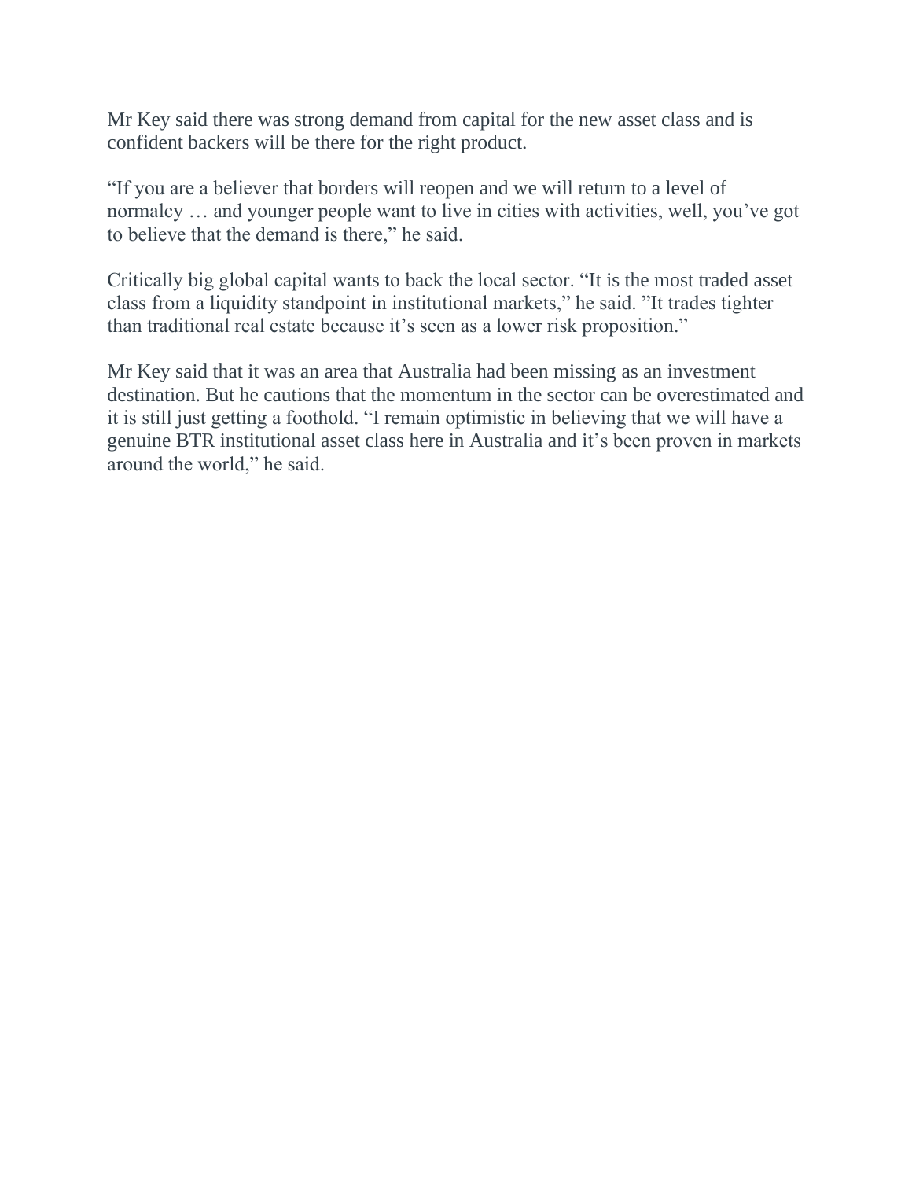Mr Key said there was strong demand from capital for the new asset class and is confident backers will be there for the right product.

“If you are a believer that borders will reopen and we will return to a level of normalcy … and younger people want to live in cities with activities, well, you’ve got to believe that the demand is there,” he said.

Critically big global capital wants to back the local sector. “It is the most traded asset class from a liquidity standpoint in institutional markets,” he said. ”It trades tighter than traditional real estate because it’s seen as a lower risk proposition.”

Mr Key said that it was an area that Australia had been missing as an investment destination. But he cautions that the momentum in the sector can be overestimated and it is still just getting a foothold. “I remain optimistic in believing that we will have a genuine BTR institutional asset class here in Australia and it’s been proven in markets around the world,” he said.